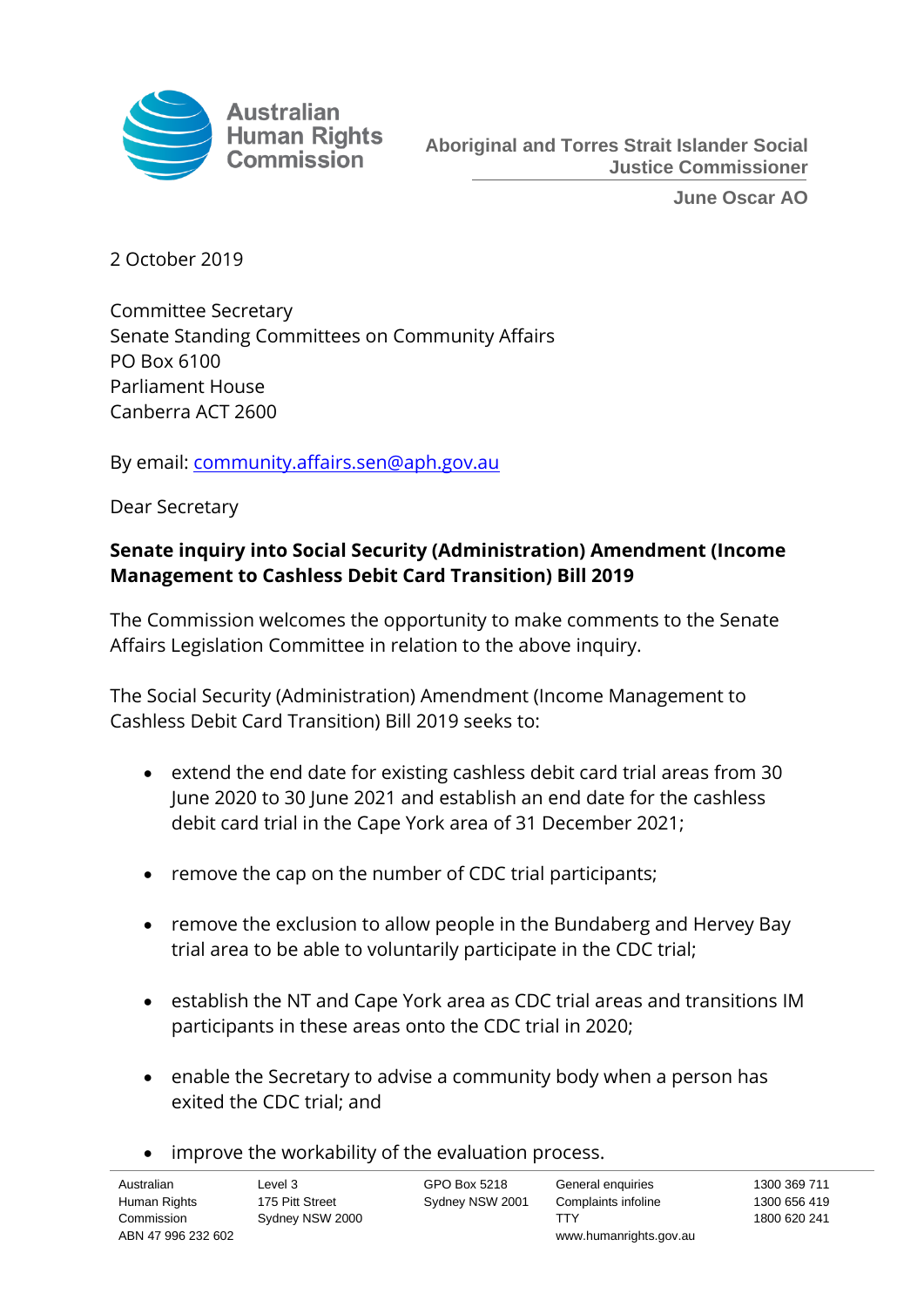Australian Human Rights Commission

**Aboriginal and Torres Strait Islander Social Justice Commissioner**

**June Oscar AO**

2 October 2019

Committee Secretary
Senate Standing Committees on Community Affairs
PO Box 6100
Parliament House
Canberra ACT 2600

By email: community.affairs.sen@aph.gov.au

Dear Secretary

**Senate inquiry into Social Security (Administration) Amendment (Income Management to Cashless Debit Card Transition) Bill 2019**

The Commission welcomes the opportunity to make comments to the Senate Affairs Legislation Committee in relation to the above inquiry.

The Social Security (Administration) Amendment (Income Management to Cashless Debit Card Transition) Bill 2019 seeks to:

- extend the end date for existing cashless debit card trial areas from 30 June 2020 to 30 June 2021 and establish an end date for the cashless debit card trial in the Cape York area of 31 December 2021;
- remove the cap on the number of CDC trial participants;
- remove the exclusion to allow people in the Bundaberg and Hervey Bay trial area to be able to voluntarily participate in the CDC trial;
- establish the NT and Cape York area as CDC trial areas and transitions IM participants in these areas onto the CDC trial in 2020;
- enable the Secretary to advise a community body when a person has exited the CDC trial; and
- improve the workability of the evaluation process.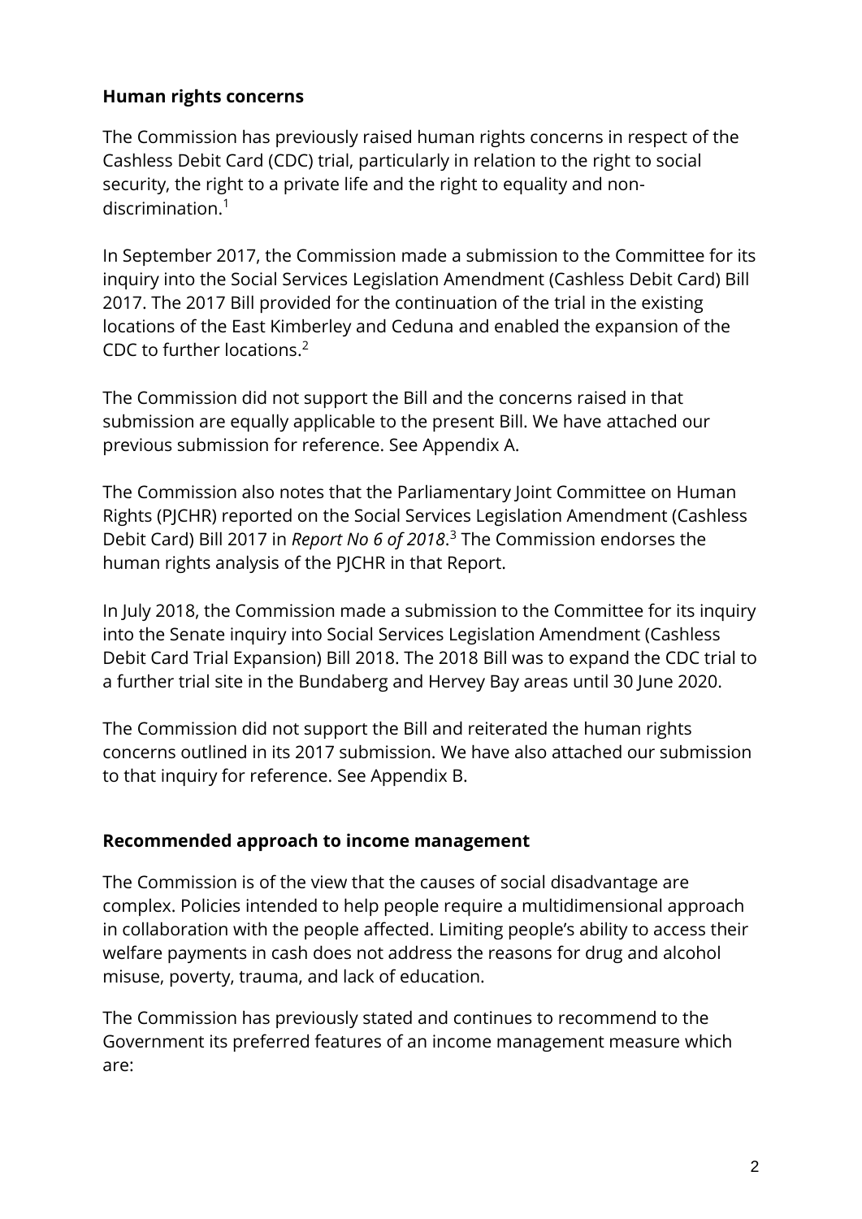**Human rights concerns**

The Commission has previously raised human rights concerns in respect of the Cashless Debit Card (CDC) trial, particularly in relation to the right to social security, the right to a private life and the right to equality and non-discrimination.[1]

In September 2017, the Commission made a submission to the Committee for its inquiry into the Social Services Legislation Amendment (Cashless Debit Card) Bill 2017. The 2017 Bill provided for the continuation of the trial in the existing locations of the East Kimberley and Ceduna and enabled the expansion of the CDC to further locations.[2]

The Commission did not support the Bill and the concerns raised in that submission are equally applicable to the present Bill. We have attached our previous submission for reference. See Appendix A.

The Commission also notes that the Parliamentary Joint Committee on Human Rights (PJCHR) reported on the Social Services Legislation Amendment (Cashless Debit Card) Bill 2017 in *Report No 6 of 2018*.[3] The Commission endorses the human rights analysis of the PJCHR in that Report.

In July 2018, the Commission made a submission to the Committee for its inquiry into the Senate inquiry into Social Services Legislation Amendment (Cashless Debit Card Trial Expansion) Bill 2018. The 2018 Bill was to expand the CDC trial to a further trial site in the Bundaberg and Hervey Bay areas until 30 June 2020.

The Commission did not support the Bill and reiterated the human rights concerns outlined in its 2017 submission. We have also attached our submission to that inquiry for reference. See Appendix B.

**Recommended approach to income management**

The Commission is of the view that the causes of social disadvantage are complex. Policies intended to help people require a multidimensional approach in collaboration with the people affected. Limiting people's ability to access their welfare payments in cash does not address the reasons for drug and alcohol misuse, poverty, trauma, and lack of education.

The Commission has previously stated and continues to recommend to the Government its preferred features of an income management measure which are: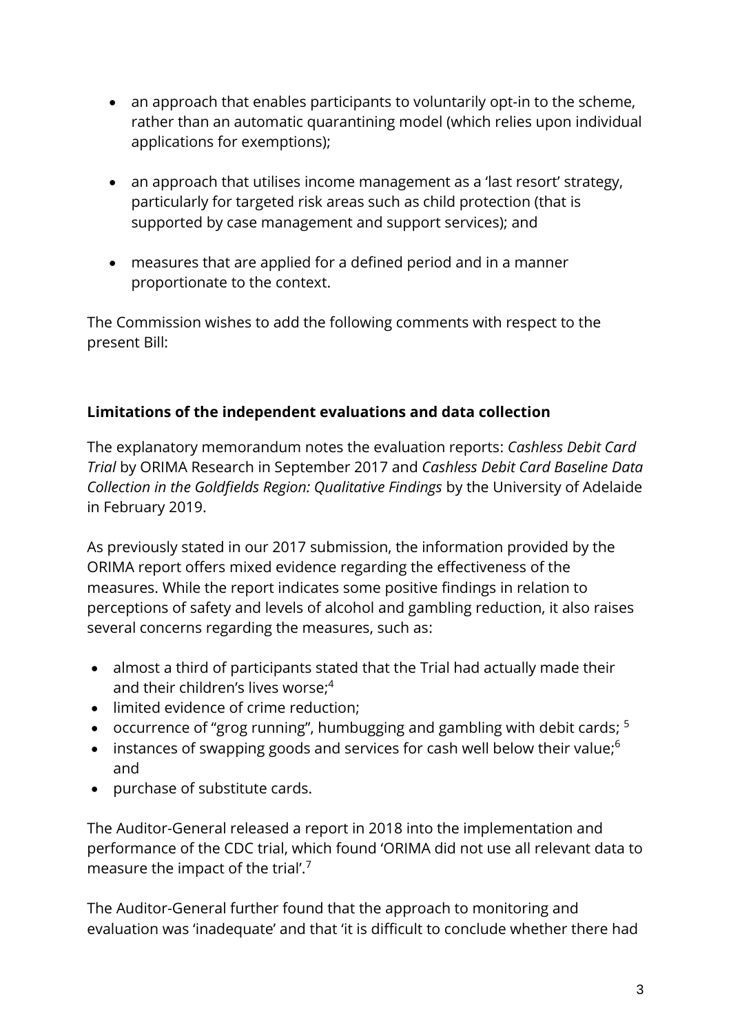- an approach that enables participants to voluntarily opt-in to the scheme, rather than an automatic quarantining model (which relies upon individual applications for exemptions);

- an approach that utilises income management as a 'last resort' strategy, particularly for targeted risk areas such as child protection (that is supported by case management and support services); and

- measures that are applied for a defined period and in a manner proportionate to the context.

The Commission wishes to add the following comments with respect to the present Bill:

**Limitations of the independent evaluations and data collection**

The explanatory memorandum notes the evaluation reports: *Cashless Debit Card Trial* by ORIMA Research in September 2017 and *Cashless Debit Card Baseline Data Collection in the Goldfields Region: Qualitative Findings* by the University of Adelaide in February 2019.

As previously stated in our 2017 submission, the information provided by the ORIMA report offers mixed evidence regarding the effectiveness of the measures. While the report indicates some positive findings in relation to perceptions of safety and levels of alcohol and gambling reduction, it also raises several concerns regarding the measures, such as:

- almost a third of participants stated that the Trial had actually made their and their children's lives worse;[4]
- limited evidence of crime reduction;
- occurrence of "grog running", humbugging and gambling with debit cards; [5]
- instances of swapping goods and services for cash well below their value;[6] and
- purchase of substitute cards.

The Auditor-General released a report in 2018 into the implementation and performance of the CDC trial, which found 'ORIMA did not use all relevant data to measure the impact of the trial'.[7]

The Auditor-General further found that the approach to monitoring and evaluation was 'inadequate' and that 'it is difficult to conclude whether there had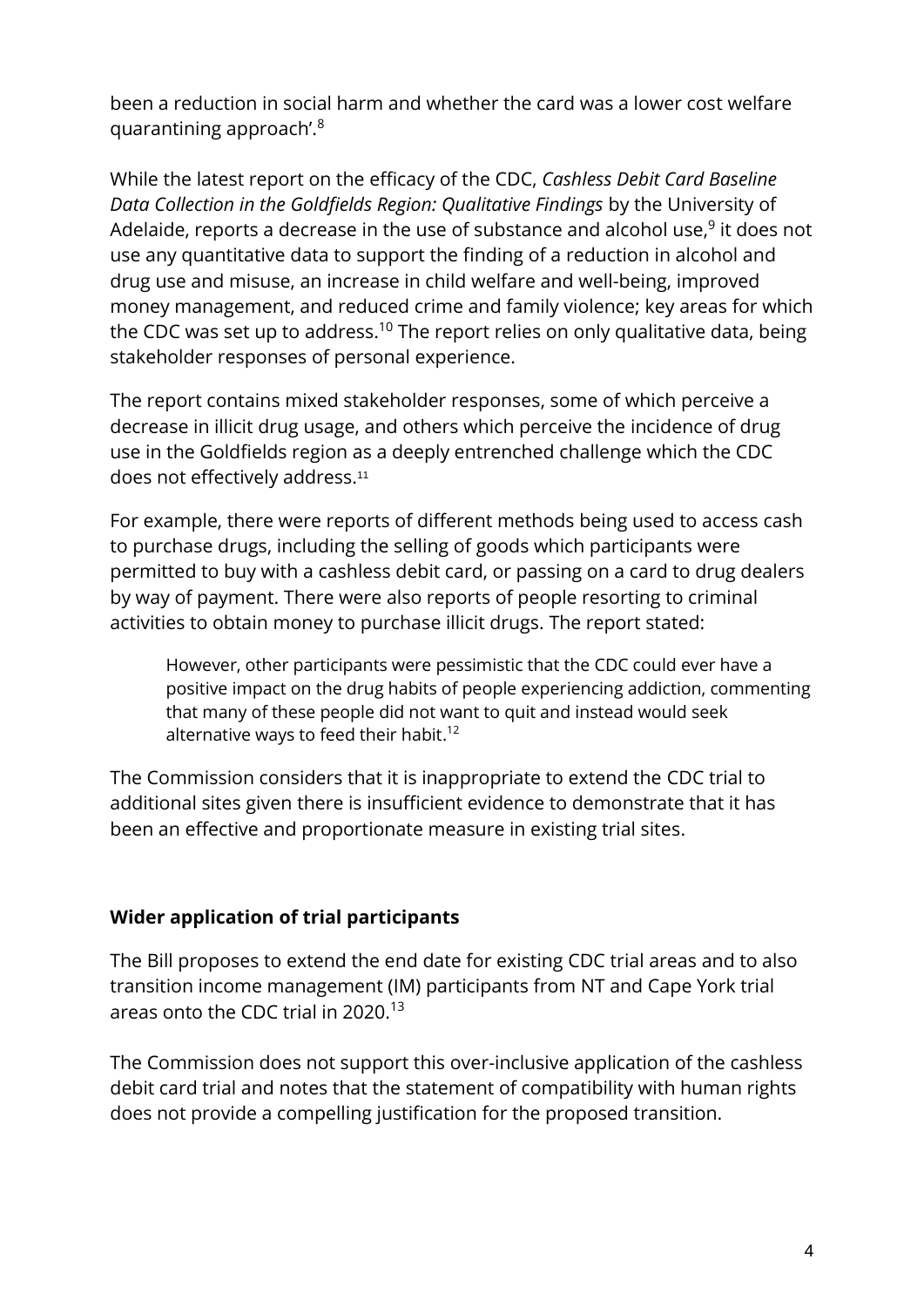been a reduction in social harm and whether the card was a lower cost welfare quarantining approach'.[8]

While the latest report on the efficacy of the CDC, *Cashless Debit Card Baseline Data Collection in the Goldfields Region: Qualitative Findings* by the University of Adelaide, reports a decrease in the use of substance and alcohol use,[9] it does not use any quantitative data to support the finding of a reduction in alcohol and drug use and misuse, an increase in child welfare and well-being, improved money management, and reduced crime and family violence; key areas for which the CDC was set up to address.[10] The report relies on only qualitative data, being stakeholder responses of personal experience.

The report contains mixed stakeholder responses, some of which perceive a decrease in illicit drug usage, and others which perceive the incidence of drug use in the Goldfields region as a deeply entrenched challenge which the CDC does not effectively address.[11]

For example, there were reports of different methods being used to access cash to purchase drugs, including the selling of goods which participants were permitted to buy with a cashless debit card, or passing on a card to drug dealers by way of payment. There were also reports of people resorting to criminal activities to obtain money to purchase illicit drugs. The report stated:

> However, other participants were pessimistic that the CDC could ever have a positive impact on the drug habits of people experiencing addiction, commenting that many of these people did not want to quit and instead would seek alternative ways to feed their habit.[12]

The Commission considers that it is inappropriate to extend the CDC trial to additional sites given there is insufficient evidence to demonstrate that it has been an effective and proportionate measure in existing trial sites.

**Wider application of trial participants**

The Bill proposes to extend the end date for existing CDC trial areas and to also transition income management (IM) participants from NT and Cape York trial areas onto the CDC trial in 2020.[13]

The Commission does not support this over-inclusive application of the cashless debit card trial and notes that the statement of compatibility with human rights does not provide a compelling justification for the proposed transition.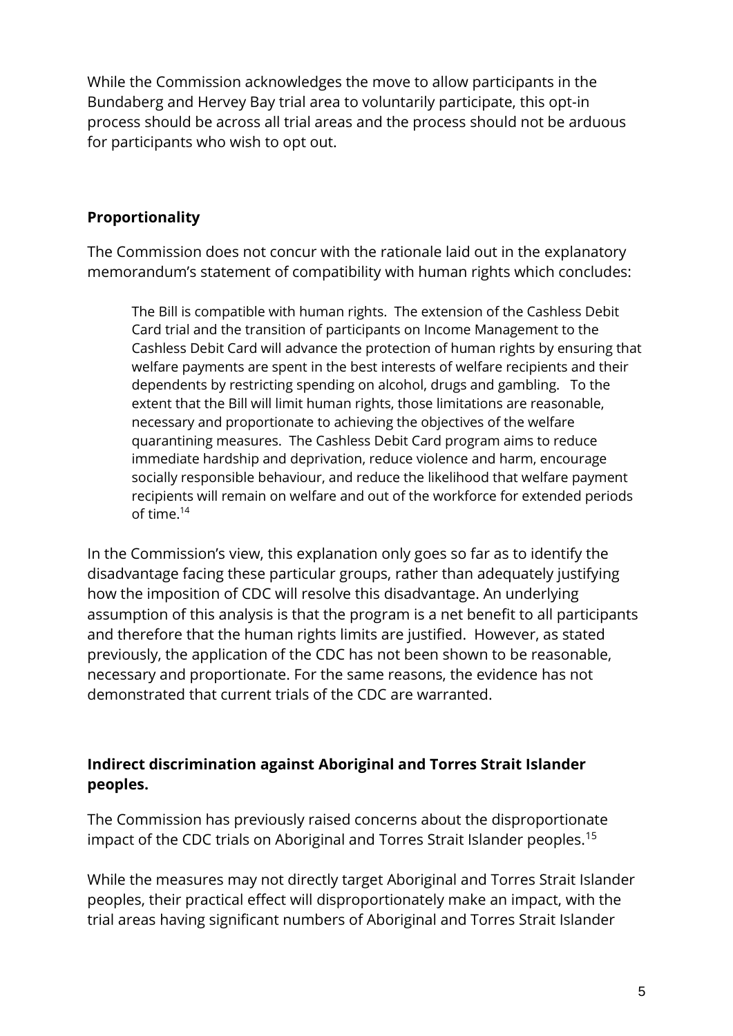While the Commission acknowledges the move to allow participants in the Bundaberg and Hervey Bay trial area to voluntarily participate, this opt-in process should be across all trial areas and the process should not be arduous for participants who wish to opt out.

**Proportionality**

The Commission does not concur with the rationale laid out in the explanatory memorandum's statement of compatibility with human rights which concludes:

> The Bill is compatible with human rights. The extension of the Cashless Debit Card trial and the transition of participants on Income Management to the Cashless Debit Card will advance the protection of human rights by ensuring that welfare payments are spent in the best interests of welfare recipients and their dependents by restricting spending on alcohol, drugs and gambling. To the extent that the Bill will limit human rights, those limitations are reasonable, necessary and proportionate to achieving the objectives of the welfare quarantining measures. The Cashless Debit Card program aims to reduce immediate hardship and deprivation, reduce violence and harm, encourage socially responsible behaviour, and reduce the likelihood that welfare payment recipients will remain on welfare and out of the workforce for extended periods of time.[14]

In the Commission's view, this explanation only goes so far as to identify the disadvantage facing these particular groups, rather than adequately justifying how the imposition of CDC will resolve this disadvantage. An underlying assumption of this analysis is that the program is a net benefit to all participants and therefore that the human rights limits are justified. However, as stated previously, the application of the CDC has not been shown to be reasonable, necessary and proportionate. For the same reasons, the evidence has not demonstrated that current trials of the CDC are warranted.

**Indirect discrimination against Aboriginal and Torres Strait Islander peoples.**

The Commission has previously raised concerns about the disproportionate impact of the CDC trials on Aboriginal and Torres Strait Islander peoples.[15]

While the measures may not directly target Aboriginal and Torres Strait Islander peoples, their practical effect will disproportionately make an impact, with the trial areas having significant numbers of Aboriginal and Torres Strait Islander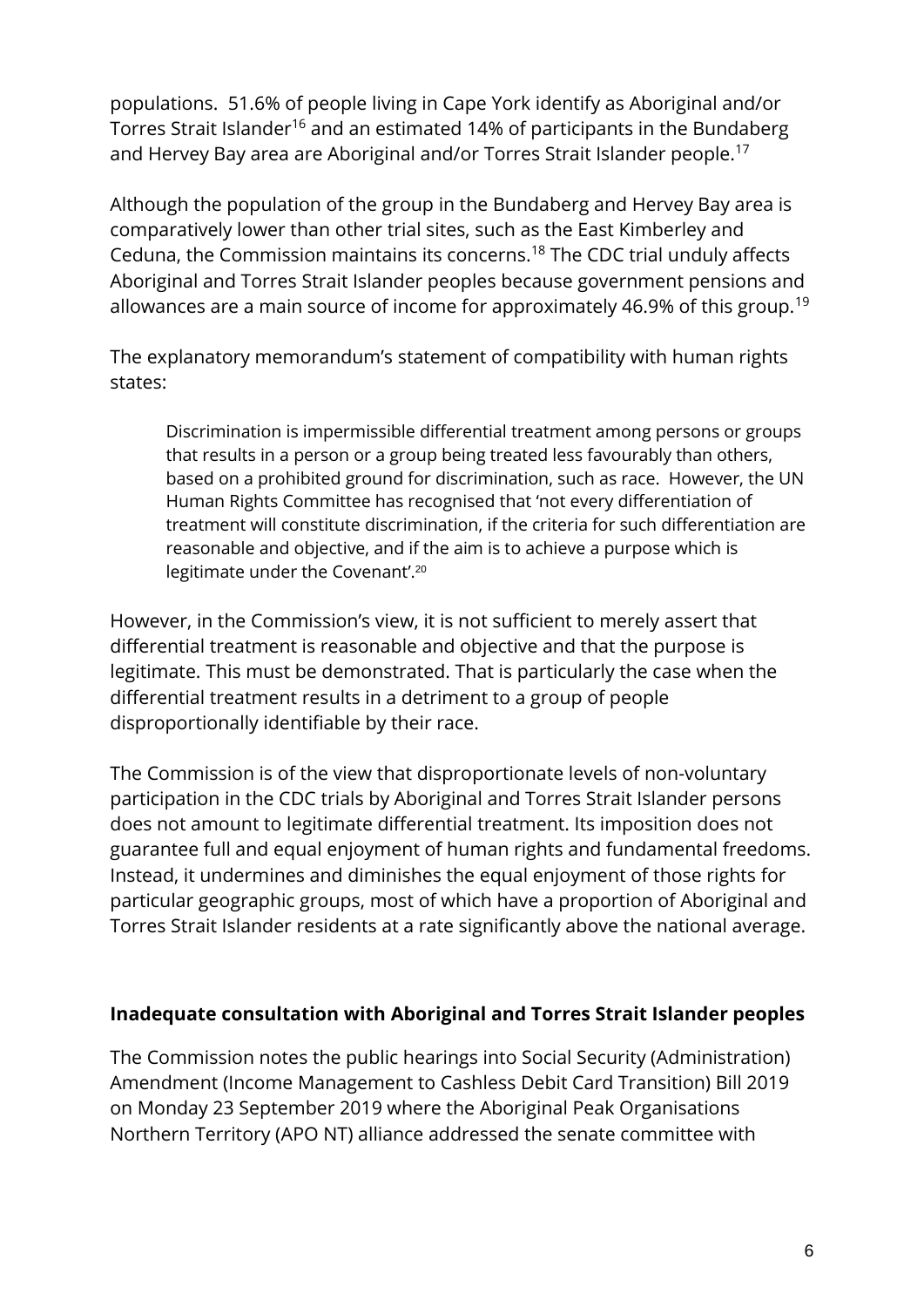populations. 51.6% of people living in Cape York identify as Aboriginal and/or Torres Strait Islander[16] and an estimated 14% of participants in the Bundaberg and Hervey Bay area are Aboriginal and/or Torres Strait Islander people.[17]

Although the population of the group in the Bundaberg and Hervey Bay area is comparatively lower than other trial sites, such as the East Kimberley and Ceduna, the Commission maintains its concerns.[18] The CDC trial unduly affects Aboriginal and Torres Strait Islander peoples because government pensions and allowances are a main source of income for approximately 46.9% of this group.[19]

The explanatory memorandum's statement of compatibility with human rights states:

> Discrimination is impermissible differential treatment among persons or groups that results in a person or a group being treated less favourably than others, based on a prohibited ground for discrimination, such as race. However, the UN Human Rights Committee has recognised that 'not every differentiation of treatment will constitute discrimination, if the criteria for such differentiation are reasonable and objective, and if the aim is to achieve a purpose which is legitimate under the Covenant'.[20]

However, in the Commission's view, it is not sufficient to merely assert that differential treatment is reasonable and objective and that the purpose is legitimate. This must be demonstrated. That is particularly the case when the differential treatment results in a detriment to a group of people disproportionally identifiable by their race.

The Commission is of the view that disproportionate levels of non-voluntary participation in the CDC trials by Aboriginal and Torres Strait Islander persons does not amount to legitimate differential treatment. Its imposition does not guarantee full and equal enjoyment of human rights and fundamental freedoms. Instead, it undermines and diminishes the equal enjoyment of those rights for particular geographic groups, most of which have a proportion of Aboriginal and Torres Strait Islander residents at a rate significantly above the national average.

**Inadequate consultation with Aboriginal and Torres Strait Islander peoples**

The Commission notes the public hearings into Social Security (Administration) Amendment (Income Management to Cashless Debit Card Transition) Bill 2019 on Monday 23 September 2019 where the Aboriginal Peak Organisations Northern Territory (APO NT) alliance addressed the senate committee with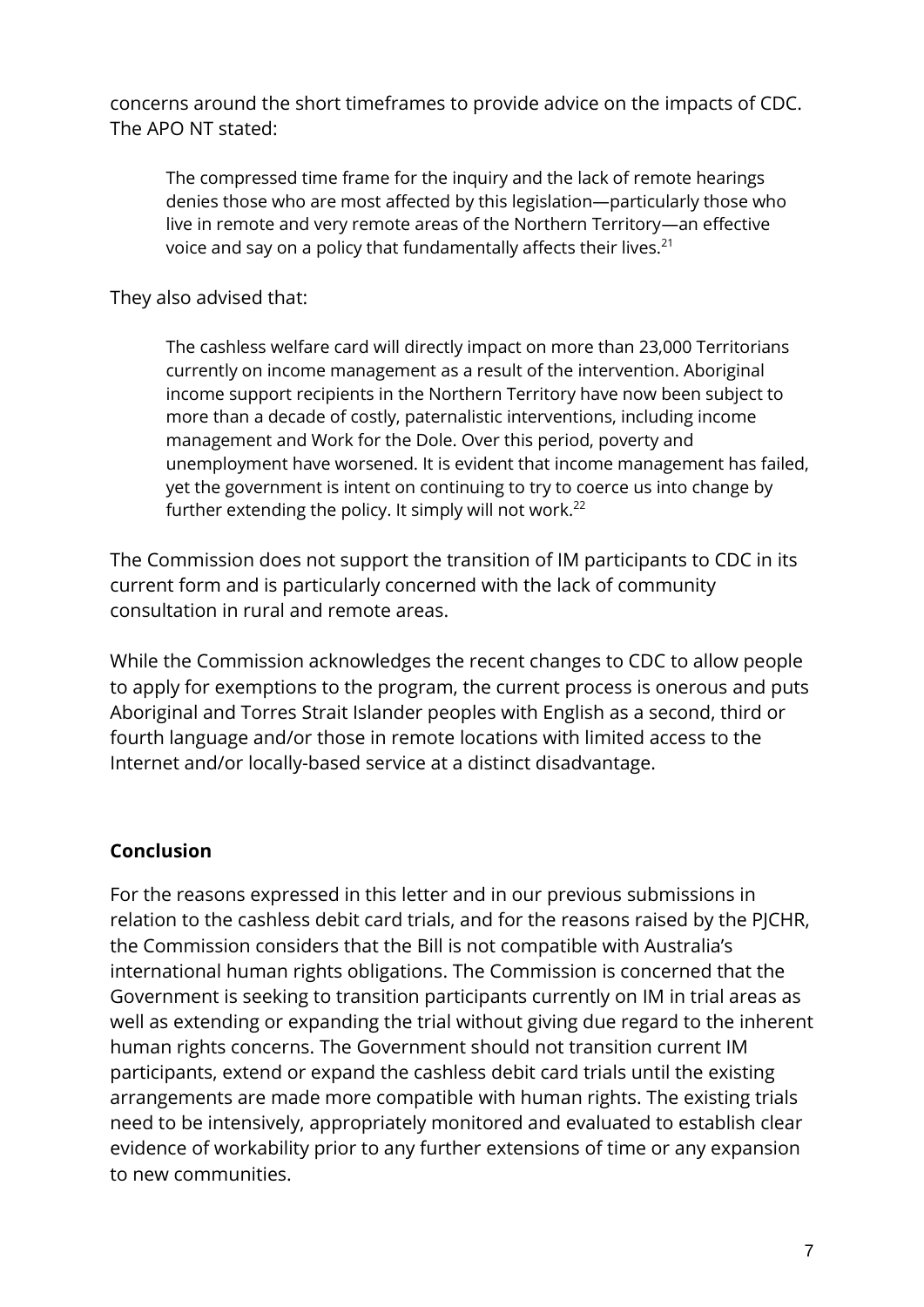concerns around the short timeframes to provide advice on the impacts of CDC. The APO NT stated:

> The compressed time frame for the inquiry and the lack of remote hearings denies those who are most affected by this legislation—particularly those who live in remote and very remote areas of the Northern Territory—an effective voice and say on a policy that fundamentally affects their lives.[21]

They also advised that:

> The cashless welfare card will directly impact on more than 23,000 Territorians currently on income management as a result of the intervention. Aboriginal income support recipients in the Northern Territory have now been subject to more than a decade of costly, paternalistic interventions, including income management and Work for the Dole. Over this period, poverty and unemployment have worsened. It is evident that income management has failed, yet the government is intent on continuing to try to coerce us into change by further extending the policy. It simply will not work.[22]

The Commission does not support the transition of IM participants to CDC in its current form and is particularly concerned with the lack of community consultation in rural and remote areas.

While the Commission acknowledges the recent changes to CDC to allow people to apply for exemptions to the program, the current process is onerous and puts Aboriginal and Torres Strait Islander peoples with English as a second, third or fourth language and/or those in remote locations with limited access to the Internet and/or locally-based service at a distinct disadvantage.

**Conclusion**

For the reasons expressed in this letter and in our previous submissions in relation to the cashless debit card trials, and for the reasons raised by the PJCHR, the Commission considers that the Bill is not compatible with Australia's international human rights obligations. The Commission is concerned that the Government is seeking to transition participants currently on IM in trial areas as well as extending or expanding the trial without giving due regard to the inherent human rights concerns. The Government should not transition current IM participants, extend or expand the cashless debit card trials until the existing arrangements are made more compatible with human rights. The existing trials need to be intensively, appropriately monitored and evaluated to establish clear evidence of workability prior to any further extensions of time or any expansion to new communities.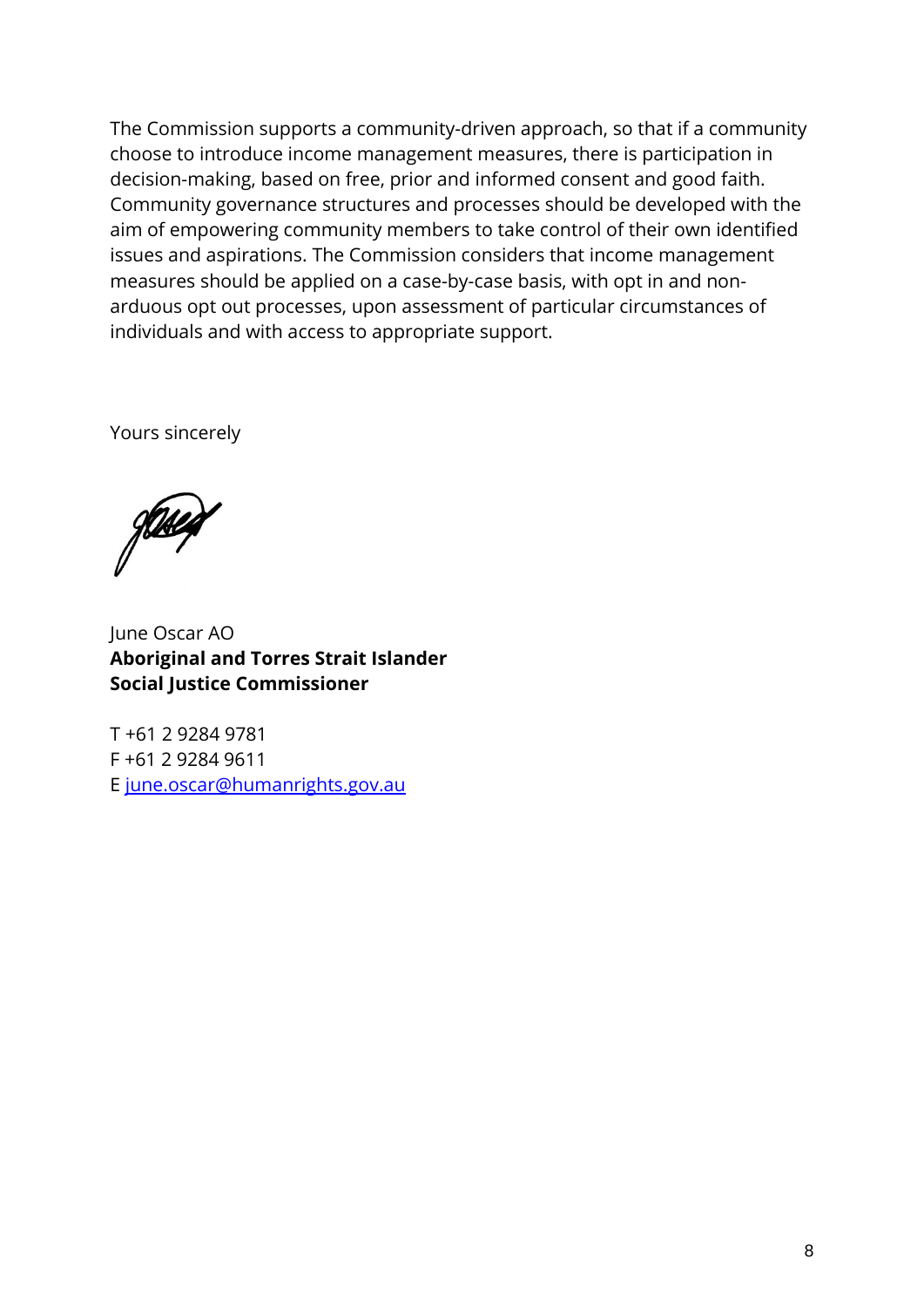The Commission supports a community-driven approach, so that if a community choose to introduce income management measures, there is participation in decision-making, based on free, prior and informed consent and good faith. Community governance structures and processes should be developed with the aim of empowering community members to take control of their own identified issues and aspirations. The Commission considers that income management measures should be applied on a case-by-case basis, with opt in and non-arduous opt out processes, upon assessment of particular circumstances of individuals and with access to appropriate support.

Yours sincerely

June Oscar AO
**Aboriginal and Torres Strait Islander Social Justice Commissioner**

T +61 2 9284 9781
F +61 2 9284 9611
E june.oscar@humanrights.gov.au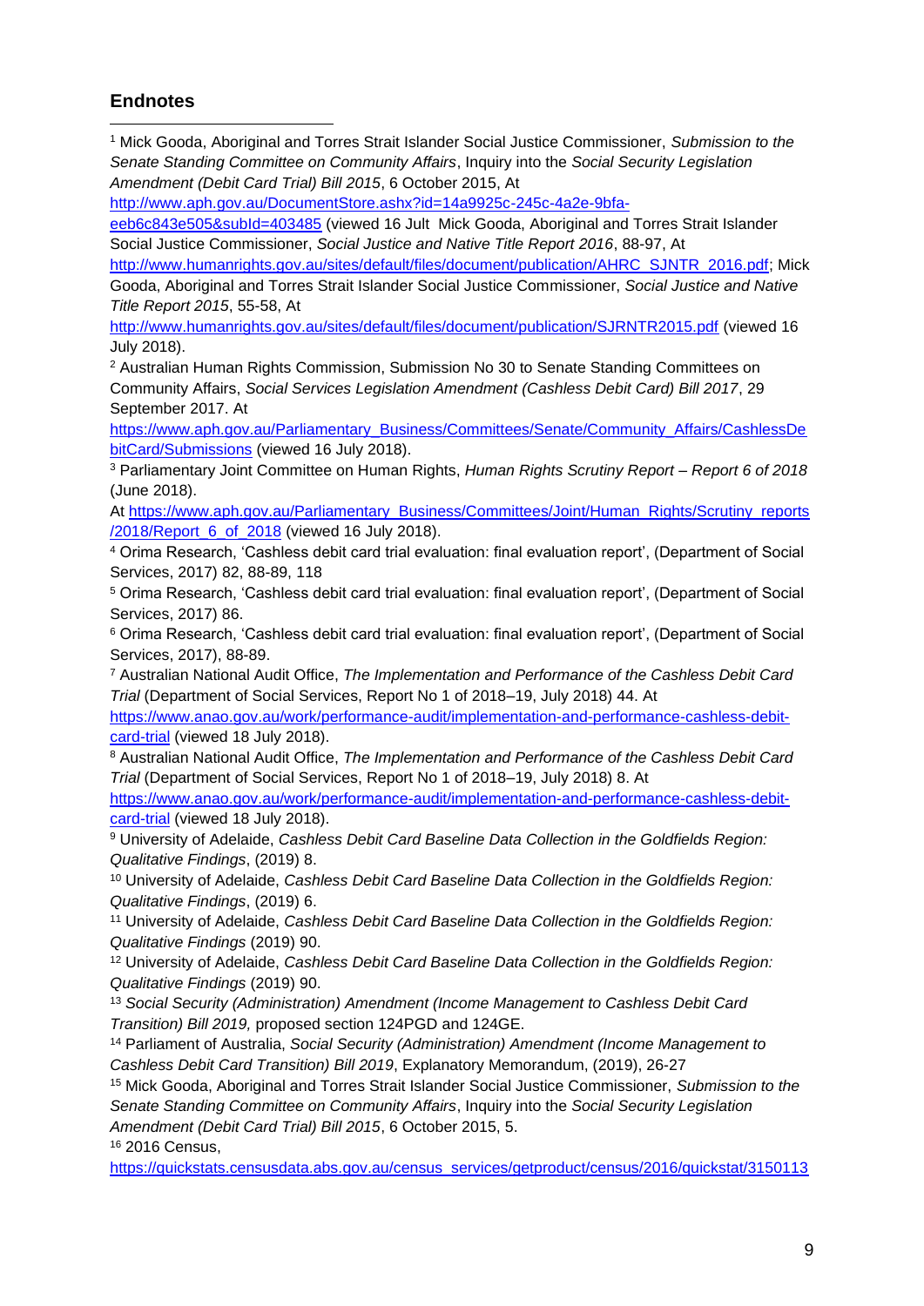## Endnotes

[1] Mick Gooda, Aboriginal and Torres Strait Islander Social Justice Commissioner, *Submission to the Senate Standing Committee on Community Affairs*, Inquiry into the *Social Security Legislation Amendment (Debit Card Trial) Bill 2015*, 6 October 2015, At http://www.aph.gov.au/DocumentStore.ashx?id=14a9925c-245c-4a2e-9bfa-eeb6c843e505&subId=403485 (viewed 16 Jult Mick Gooda, Aboriginal and Torres Strait Islander Social Justice Commissioner, *Social Justice and Native Title Report 2016*, 88-97, At http://www.humanrights.gov.au/sites/default/files/document/publication/AHRC_SJNTR_2016.pdf; Mick Gooda, Aboriginal and Torres Strait Islander Social Justice Commissioner, *Social Justice and Native Title Report 2015*, 55-58, At http://www.humanrights.gov.au/sites/default/files/document/publication/SJRNTR2015.pdf (viewed 16 July 2018).

[2] Australian Human Rights Commission, Submission No 30 to Senate Standing Committees on Community Affairs, *Social Services Legislation Amendment (Cashless Debit Card) Bill 2017*, 29 September 2017. At https://www.aph.gov.au/Parliamentary_Business/Committees/Senate/Community_Affairs/CashlessDebitCard/Submissions (viewed 16 July 2018).

[3] Parliamentary Joint Committee on Human Rights, *Human Rights Scrutiny Report – Report 6 of 2018* (June 2018). At https://www.aph.gov.au/Parliamentary_Business/Committees/Joint/Human_Rights/Scrutiny_reports/2018/Report_6_of_2018 (viewed 16 July 2018).

[4] Orima Research, 'Cashless debit card trial evaluation: final evaluation report', (Department of Social Services, 2017) 82, 88-89, 118

[5] Orima Research, 'Cashless debit card trial evaluation: final evaluation report', (Department of Social Services, 2017) 86.

[6] Orima Research, 'Cashless debit card trial evaluation: final evaluation report', (Department of Social Services, 2017), 88-89.

[7] Australian National Audit Office, *The Implementation and Performance of the Cashless Debit Card Trial* (Department of Social Services, Report No 1 of 2018–19, July 2018) 44. At https://www.anao.gov.au/work/performance-audit/implementation-and-performance-cashless-debit-card-trial (viewed 18 July 2018).

[8] Australian National Audit Office, *The Implementation and Performance of the Cashless Debit Card Trial* (Department of Social Services, Report No 1 of 2018–19, July 2018) 8. At https://www.anao.gov.au/work/performance-audit/implementation-and-performance-cashless-debit-card-trial (viewed 18 July 2018).

[9] University of Adelaide, *Cashless Debit Card Baseline Data Collection in the Goldfields Region: Qualitative Findings*, (2019) 8.

[10] University of Adelaide, *Cashless Debit Card Baseline Data Collection in the Goldfields Region: Qualitative Findings*, (2019) 6.

[11] University of Adelaide, *Cashless Debit Card Baseline Data Collection in the Goldfields Region: Qualitative Findings* (2019) 90.

[12] University of Adelaide, *Cashless Debit Card Baseline Data Collection in the Goldfields Region: Qualitative Findings* (2019) 90.

[13] *Social Security (Administration) Amendment (Income Management to Cashless Debit Card Transition) Bill 2019,* proposed section 124PGD and 124GE.

[14] Parliament of Australia, *Social Security (Administration) Amendment (Income Management to Cashless Debit Card Transition) Bill 2019*, Explanatory Memorandum, (2019), 26-27

[15] Mick Gooda, Aboriginal and Torres Strait Islander Social Justice Commissioner, *Submission to the Senate Standing Committee on Community Affairs*, Inquiry into the *Social Security Legislation Amendment (Debit Card Trial) Bill 2015*, 6 October 2015, 5.

[16] 2016 Census, https://quickstats.censusdata.abs.gov.au/census_services/getproduct/census/2016/quickstat/3150113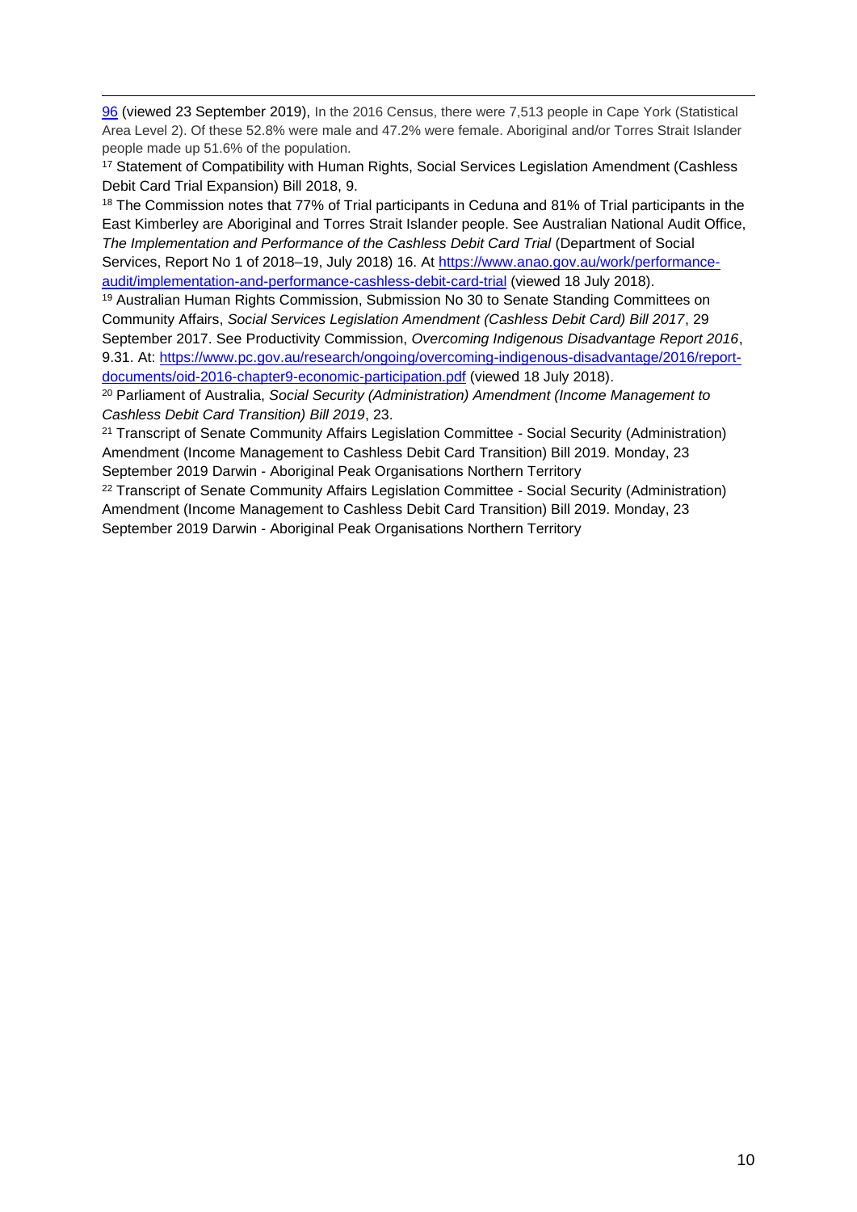96 (viewed 23 September 2019), In the 2016 Census, there were 7,513 people in Cape York (Statistical Area Level 2). Of these 52.8% were male and 47.2% were female. Aboriginal and/or Torres Strait Islander people made up 51.6% of the population.

[17] Statement of Compatibility with Human Rights, Social Services Legislation Amendment (Cashless Debit Card Trial Expansion) Bill 2018, 9.

[18] The Commission notes that 77% of Trial participants in Ceduna and 81% of Trial participants in the East Kimberley are Aboriginal and Torres Strait Islander people. See Australian National Audit Office, *The Implementation and Performance of the Cashless Debit Card Trial* (Department of Social Services, Report No 1 of 2018–19, July 2018) 16. At https://www.anao.gov.au/work/performance-audit/implementation-and-performance-cashless-debit-card-trial (viewed 18 July 2018).

[19] Australian Human Rights Commission, Submission No 30 to Senate Standing Committees on Community Affairs, *Social Services Legislation Amendment (Cashless Debit Card) Bill 2017*, 29 September 2017. See Productivity Commission, *Overcoming Indigenous Disadvantage Report 2016*, 9.31. At: https://www.pc.gov.au/research/ongoing/overcoming-indigenous-disadvantage/2016/report-documents/oid-2016-chapter9-economic-participation.pdf (viewed 18 July 2018).

[20] Parliament of Australia, *Social Security (Administration) Amendment (Income Management to Cashless Debit Card Transition) Bill 2019*, 23.

[21] Transcript of Senate Community Affairs Legislation Committee - Social Security (Administration) Amendment (Income Management to Cashless Debit Card Transition) Bill 2019. Monday, 23 September 2019 Darwin - Aboriginal Peak Organisations Northern Territory

[22] Transcript of Senate Community Affairs Legislation Committee - Social Security (Administration) Amendment (Income Management to Cashless Debit Card Transition) Bill 2019. Monday, 23 September 2019 Darwin - Aboriginal Peak Organisations Northern Territory